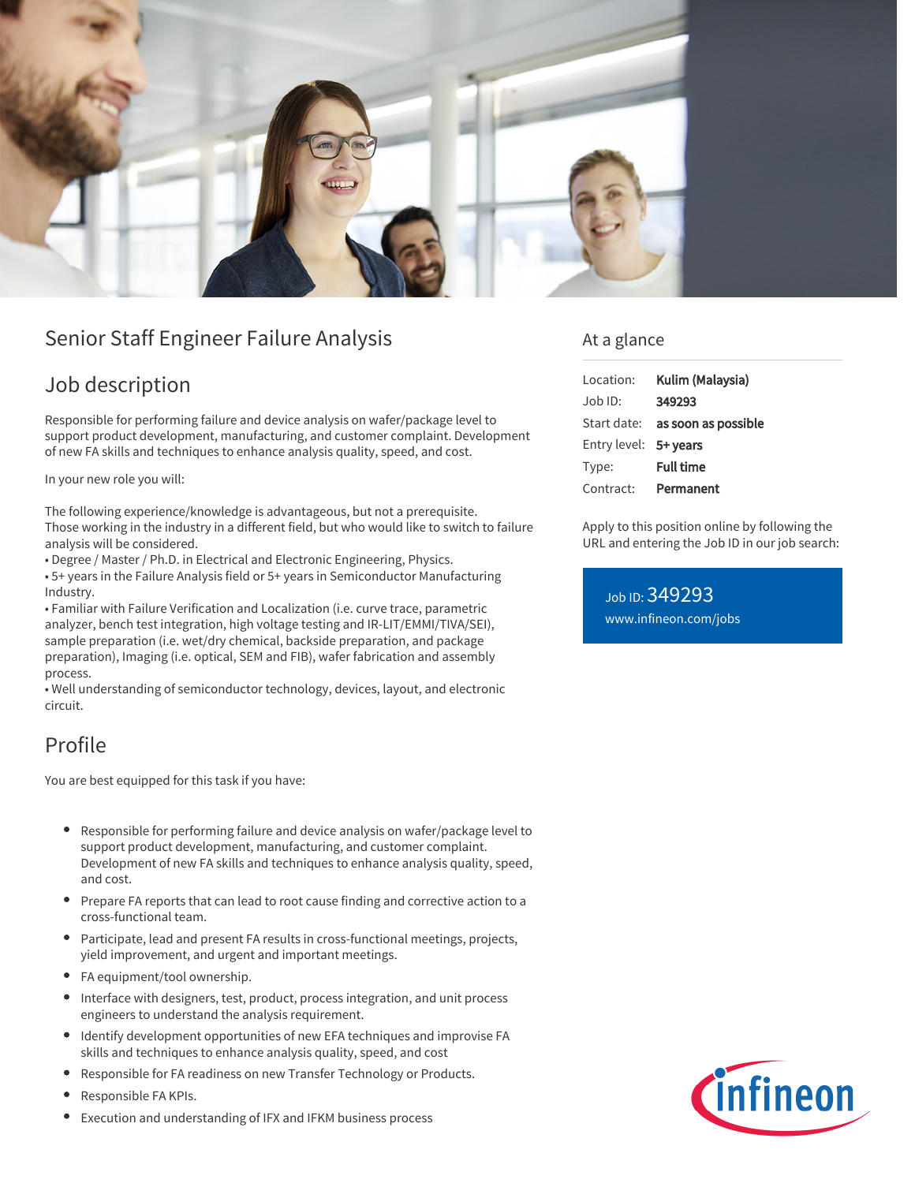# Senior Staff Engineer Failure Analysis

## Job description

Responsible for performing failure and device analysis on wafer/package level to support product development, manufacturing, and customer complaint. Development of new FA skills and techniques to enhance analysis quality, speed, and cost.

In your new role you will:

The following experience/knowledge is advantageous, but not a prerequisite. Those working in the industry in a different field, but who would like to switch to failure analysis will be considered.
• Degree / Master / Ph.D. in Electrical and Electronic Engineering, Physics.
• 5+ years in the Failure Analysis field or 5+ years in Semiconductor Manufacturing Industry.
• Familiar with Failure Verification and Localization (i.e. curve trace, parametric analyzer, bench test integration, high voltage testing and IR-LIT/EMMI/TIVA/SEI), sample preparation (i.e. wet/dry chemical, backside preparation, and package preparation), Imaging (i.e. optical, SEM and FIB), wafer fabrication and assembly process.
• Well understanding of semiconductor technology, devices, layout, and electronic circuit.

## Profile

You are best equipped for this task if you have:

- Responsible for performing failure and device analysis on wafer/package level to support product development, manufacturing, and customer complaint. Development of new FA skills and techniques to enhance analysis quality, speed, and cost.
- Prepare FA reports that can lead to root cause finding and corrective action to a cross-functional team.
- Participate, lead and present FA results in cross-functional meetings, projects, yield improvement, and urgent and important meetings.
- FA equipment/tool ownership.
- Interface with designers, test, product, process integration, and unit process engineers to understand the analysis requirement.
- Identify development opportunities of new EFA techniques and improvise FA skills and techniques to enhance analysis quality, speed, and cost
- Responsible for FA readiness on new Transfer Technology or Products.
- Responsible FA KPIs.
- Execution and understanding of IFX and IFKM business process

## At a glance

| | |
|---|---|
| Location: | **Kulim (Malaysia)** |
| Job ID: | **349293** |
| Start date: | **as soon as possible** |
| Entry level: | **5+ years** |
| Type: | **Full time** |
| Contract: | **Permanent** |

Apply to this position online by following the URL and entering the Job ID in our job search:

Job ID: 349293
www.infineon.com/jobs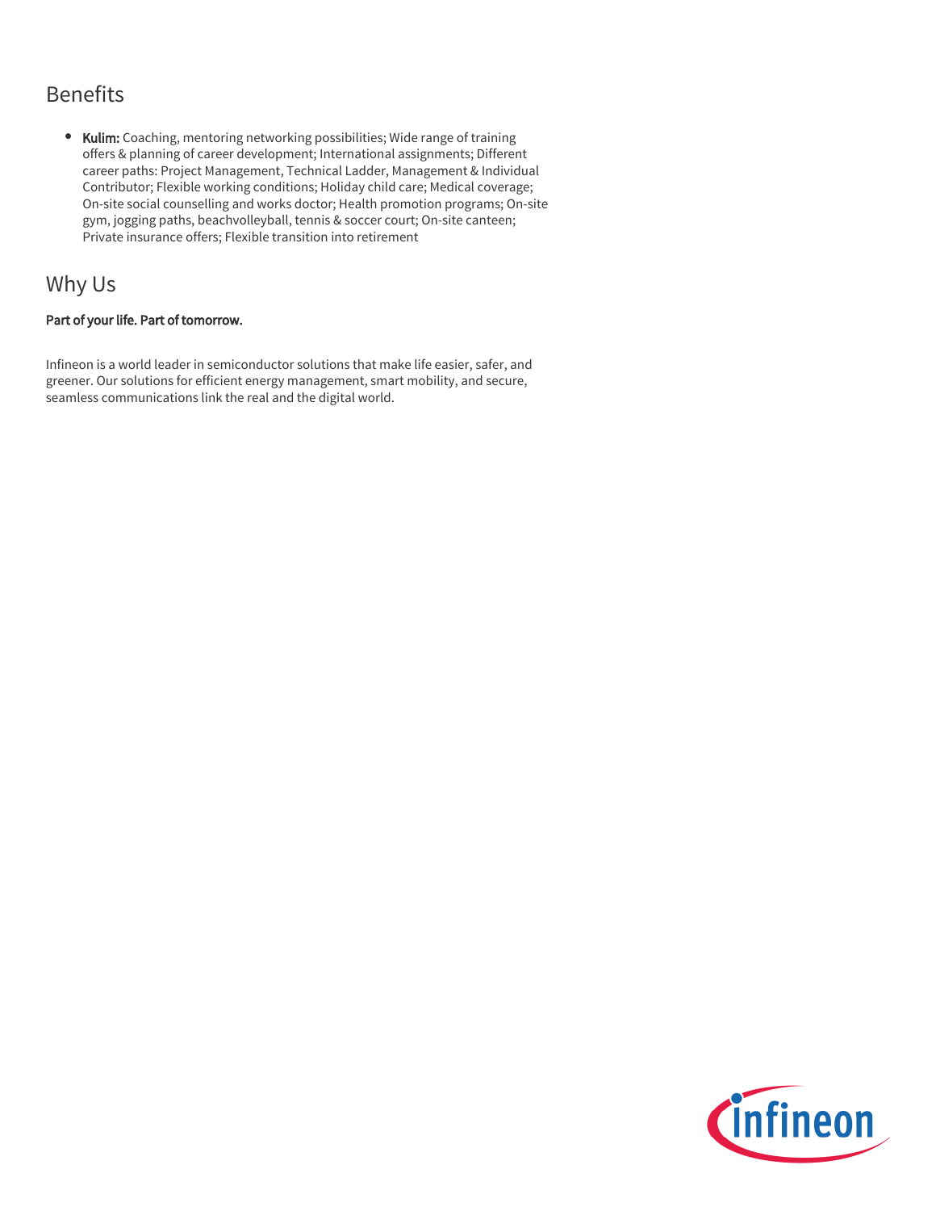## Benefits

- **Kulim:** Coaching, mentoring networking possibilities; Wide range of training offers & planning of career development; International assignments; Different career paths: Project Management, Technical Ladder, Management & Individual Contributor; Flexible working conditions; Holiday child care; Medical coverage; On-site social counselling and works doctor; Health promotion programs; On-site gym, jogging paths, beachvolleyball, tennis & soccer court; On-site canteen; Private insurance offers; Flexible transition into retirement

## Why Us

**Part of your life. Part of tomorrow.**

Infineon is a world leader in semiconductor solutions that make life easier, safer, and greener. Our solutions for efficient energy management, smart mobility, and secure, seamless communications link the real and the digital world.